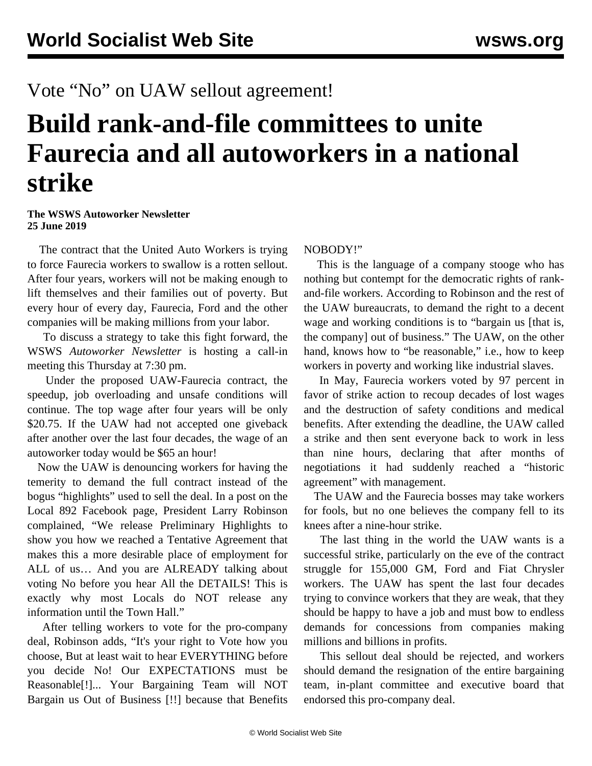Vote “No” on UAW sellout agreement!

# Build rank-and-file committees to unite Faurecia and all autoworkers in a national strike

**The WSWS Autoworker Newsletter**
**25 June 2019**

The contract that the United Auto Workers is trying to force Faurecia workers to swallow is a rotten sellout. After four years, workers will not be making enough to lift themselves and their families out of poverty. But every hour of every day, Faurecia, Ford and the other companies will be making millions from your labor.

To discuss a strategy to take this fight forward, the WSWS *Autoworker Newsletter* is hosting a call-in meeting this Thursday at 7:30 pm.

Under the proposed UAW-Faurecia contract, the speedup, job overloading and unsafe conditions will continue. The top wage after four years will be only $20.75. If the UAW had not accepted one giveback after another over the last four decades, the wage of an autoworker today would be $65 an hour!

Now the UAW is denouncing workers for having the temerity to demand the full contract instead of the bogus “highlights” used to sell the deal. In a post on the Local 892 Facebook page, President Larry Robinson complained, “We release Preliminary Highlights to show you how we reached a Tentative Agreement that makes this a more desirable place of employment for ALL of us… And you are ALREADY talking about voting No before you hear All the DETAILS! This is exactly why most Locals do NOT release any information until the Town Hall.”

After telling workers to vote for the pro-company deal, Robinson adds, “It's your right to Vote how you choose, But at least wait to hear EVERYTHING before you decide No! Our EXPECTATIONS must be Reasonable[!]... Your Bargaining Team will NOT Bargain us Out of Business [!!] because that Benefits NOBODY!”

This is the language of a company stooge who has nothing but contempt for the democratic rights of rank-and-file workers. According to Robinson and the rest of the UAW bureaucrats, to demand the right to a decent wage and working conditions is to “bargain us [that is, the company] out of business.” The UAW, on the other hand, knows how to “be reasonable,” i.e., how to keep workers in poverty and working like industrial slaves.

In May, Faurecia workers voted by 97 percent in favor of strike action to recoup decades of lost wages and the destruction of safety conditions and medical benefits. After extending the deadline, the UAW called a strike and then sent everyone back to work in less than nine hours, declaring that after months of negotiations it had suddenly reached a “historic agreement” with management.

The UAW and the Faurecia bosses may take workers for fools, but no one believes the company fell to its knees after a nine-hour strike.

The last thing in the world the UAW wants is a successful strike, particularly on the eve of the contract struggle for 155,000 GM, Ford and Fiat Chrysler workers. The UAW has spent the last four decades trying to convince workers that they are weak, that they should be happy to have a job and must bow to endless demands for concessions from companies making millions and billions in profits.

This sellout deal should be rejected, and workers should demand the resignation of the entire bargaining team, in-plant committee and executive board that endorsed this pro-company deal.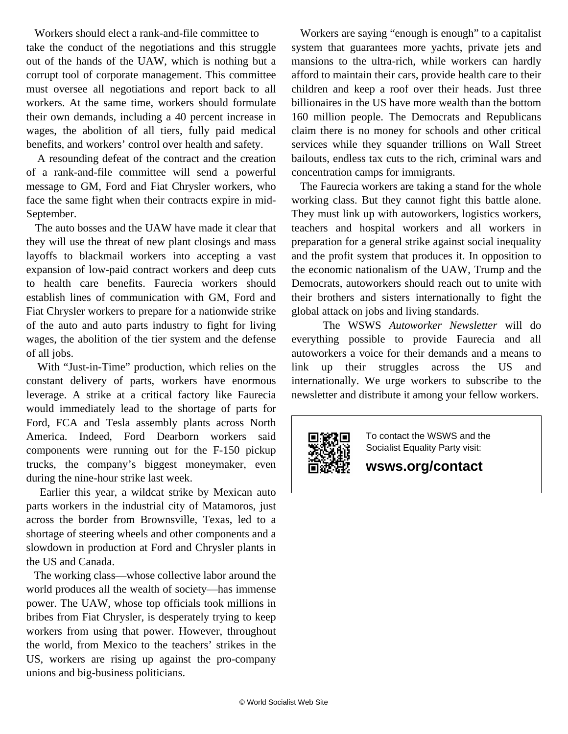Workers should elect a rank-and-file committee to take the conduct of the negotiations and this struggle out of the hands of the UAW, which is nothing but a corrupt tool of corporate management. This committee must oversee all negotiations and report back to all workers. At the same time, workers should formulate their own demands, including a 40 percent increase in wages, the abolition of all tiers, fully paid medical benefits, and workers' control over health and safety.

A resounding defeat of the contract and the creation of a rank-and-file committee will send a powerful message to GM, Ford and Fiat Chrysler workers, who face the same fight when their contracts expire in mid-September.

The auto bosses and the UAW have made it clear that they will use the threat of new plant closings and mass layoffs to blackmail workers into accepting a vast expansion of low-paid contract workers and deep cuts to health care benefits. Faurecia workers should establish lines of communication with GM, Ford and Fiat Chrysler workers to prepare for a nationwide strike of the auto and auto parts industry to fight for living wages, the abolition of the tier system and the defense of all jobs.

With "Just-in-Time" production, which relies on the constant delivery of parts, workers have enormous leverage. A strike at a critical factory like Faurecia would immediately lead to the shortage of parts for Ford, FCA and Tesla assembly plants across North America. Indeed, Ford Dearborn workers said components were running out for the F-150 pickup trucks, the company's biggest moneymaker, even during the nine-hour strike last week.

Earlier this year, a wildcat strike by Mexican auto parts workers in the industrial city of Matamoros, just across the border from Brownsville, Texas, led to a shortage of steering wheels and other components and a slowdown in production at Ford and Chrysler plants in the US and Canada.

The working class—whose collective labor around the world produces all the wealth of society—has immense power. The UAW, whose top officials took millions in bribes from Fiat Chrysler, is desperately trying to keep workers from using that power. However, throughout the world, from Mexico to the teachers' strikes in the US, workers are rising up against the pro-company unions and big-business politicians.

Workers are saying "enough is enough" to a capitalist system that guarantees more yachts, private jets and mansions to the ultra-rich, while workers can hardly afford to maintain their cars, provide health care to their children and keep a roof over their heads. Just three billionaires in the US have more wealth than the bottom 160 million people. The Democrats and Republicans claim there is no money for schools and other critical services while they squander trillions on Wall Street bailouts, endless tax cuts to the rich, criminal wars and concentration camps for immigrants.

The Faurecia workers are taking a stand for the whole working class. But they cannot fight this battle alone. They must link up with autoworkers, logistics workers, teachers and hospital workers and all workers in preparation for a general strike against social inequality and the profit system that produces it. In opposition to the economic nationalism of the UAW, Trump and the Democrats, autoworkers should reach out to unite with their brothers and sisters internationally to fight the global attack on jobs and living standards.

The WSWS *Autoworker Newsletter* will do everything possible to provide Faurecia and all autoworkers a voice for their demands and a means to link up their struggles across the US and internationally. We urge workers to subscribe to the newsletter and distribute it among your fellow workers.

To contact the WSWS and the Socialist Equality Party visit:

**wsws.org/contact**